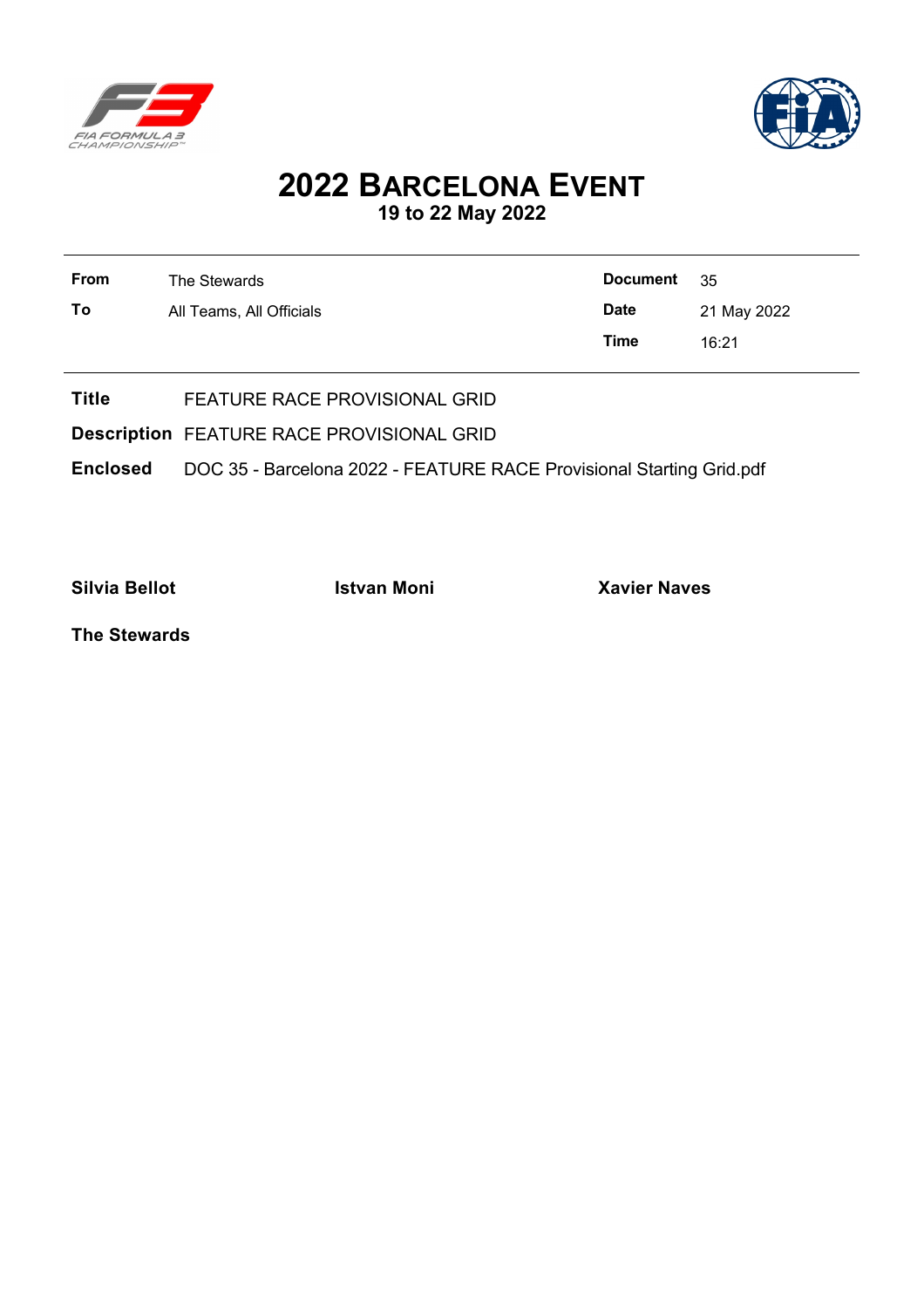# 2022 BARCELONA EVENT

## 19 to 22 May 2022

| | | | |
|---|---|---|---|
| **From** | The Stewards | **Document** | 35 |
| **To** | All Teams, All Officials | **Date** | 21 May 2022 |
| | | **Time** | 16:21 |

**Title** FEATURE RACE PROVISIONAL GRID

**Description** FEATURE RACE PROVISIONAL GRID

**Enclosed** DOC 35 - Barcelona 2022 - FEATURE RACE Provisional Starting Grid.pdf

**Silvia Bellot** **Istvan Moni** **Xavier Naves**

**The Stewards**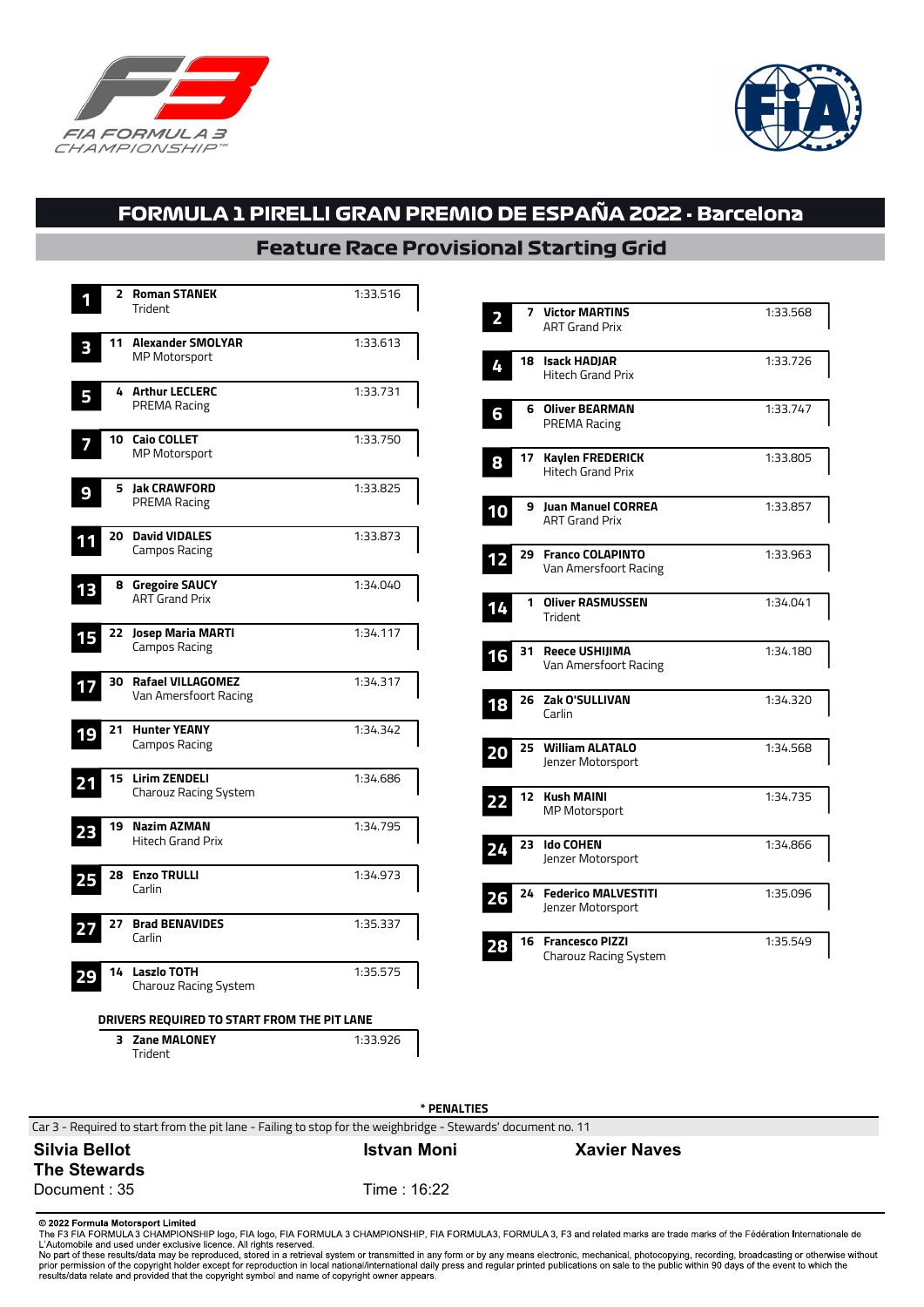# FORMULA 1 PIRELLI GRAN PREMIO DE ESPAÑA 2022 - Barcelona

## Feature Race Provisional Starting Grid

| Pos | No | Driver | Team | Time |
|---|---|---|---|---|
| 1 | 2 | Roman STANEK | Trident | 1:33.516 |
| 2 | 7 | Victor MARTINS | ART Grand Prix | 1:33.568 |
| 3 | 11 | Alexander SMOLYAR | MP Motorsport | 1:33.613 |
| 4 | 18 | Isack HADJAR | Hitech Grand Prix | 1:33.726 |
| 5 | 4 | Arthur LECLERC | PREMA Racing | 1:33.731 |
| 6 | 6 | Oliver BEARMAN | PREMA Racing | 1:33.747 |
| 7 | 10 | Caio COLLET | MP Motorsport | 1:33.750 |
| 8 | 17 | Kaylen FREDERICK | Hitech Grand Prix | 1:33.805 |
| 9 | 5 | Jak CRAWFORD | PREMA Racing | 1:33.825 |
| 10 | 9 | Juan Manuel CORREA | ART Grand Prix | 1:33.857 |
| 11 | 20 | David VIDALES | Campos Racing | 1:33.873 |
| 12 | 29 | Franco COLAPINTO | Van Amersfoort Racing | 1:33.963 |
| 13 | 8 | Gregoire SAUCY | ART Grand Prix | 1:34.040 |
| 14 | 1 | Oliver RASMUSSEN | Trident | 1:34.041 |
| 15 | 22 | Josep Maria MARTI | Campos Racing | 1:34.117 |
| 16 | 31 | Reece USHIJIMA | Van Amersfoort Racing | 1:34.180 |
| 17 | 30 | Rafael VILLAGOMEZ | Van Amersfoort Racing | 1:34.317 |
| 18 | 26 | Zak O'SULLIVAN | Carlin | 1:34.320 |
| 19 | 21 | Hunter YEANY | Campos Racing | 1:34.342 |
| 20 | 25 | William ALATALO | Jenzer Motorsport | 1:34.568 |
| 21 | 15 | Lirim ZENDELI | Charouz Racing System | 1:34.686 |
| 22 | 12 | Kush MAINI | MP Motorsport | 1:34.735 |
| 23 | 19 | Nazim AZMAN | Hitech Grand Prix | 1:34.795 |
| 24 | 23 | Ido COHEN | Jenzer Motorsport | 1:34.866 |
| 25 | 28 | Enzo TRULLI | Carlin | 1:34.973 |
| 26 | 24 | Federico MALVESTITI | Jenzer Motorsport | 1:35.096 |
| 27 | 27 | Brad BENAVIDES | Carlin | 1:35.337 |
| 28 | 16 | Francesco PIZZI | Charouz Racing System | 1:35.549 |
| 29 | 14 | Laszlo TOTH | Charouz Racing System | 1:35.575 |

**DRIVERS REQUIRED TO START FROM THE PIT LANE**

| No | Driver | Team | Time |
|---|---|---|---|
| 3 | Zane MALONEY | Trident | 1:33.926 |

**\* PENALTIES**

Car 3 - Required to start from the pit lane - Failing to stop for the weighbridge - Stewards' document no. 11

**Silvia Bellot** **Istvan Moni** **Xavier Naves**

**The Stewards**

Document : 35 Time : 16:22

**© 2022 Formula Motorsport Limited**

The F3 FIA FORMULA 3 CHAMPIONSHIP logo, FIA logo, FIA FORMULA 3 CHAMPIONSHIP, FIA FORMULA3, FORMULA 3, F3 and related marks are trade marks of the Fédération Internationale de L'Automobile and used under exclusive licence. All rights reserved.

No part of these results/data may be reproduced, stored in a retrieval system or transmitted in any form or by any means electronic, mechanical, photocopying, recording, broadcasting or otherwise without prior permission of the copyright holder except for reproduction in local national/international daily press and regular printed publications on sale to the public within 90 days of the event to which the results/data relate and provided that the copyright symbol and name of copyright owner appears.